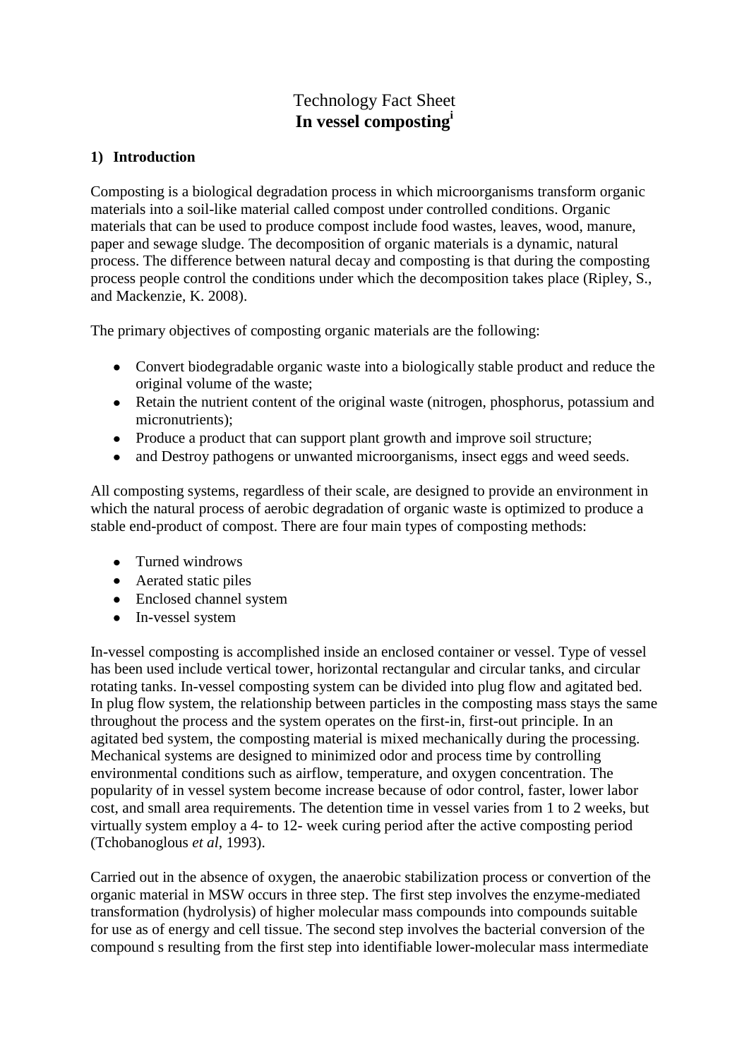# Technology Fact Sheet
# **In vessel composting**[i]

## **1) Introduction**

Composting is a biological degradation process in which microorganisms transform organic materials into a soil-like material called compost under controlled conditions. Organic materials that can be used to produce compost include food wastes, leaves, wood, manure, paper and sewage sludge. The decomposition of organic materials is a dynamic, natural process. The difference between natural decay and composting is that during the composting process people control the conditions under which the decomposition takes place (Ripley, S., and Mackenzie, K. 2008).

The primary objectives of composting organic materials are the following:

- Convert biodegradable organic waste into a biologically stable product and reduce the original volume of the waste;
- Retain the nutrient content of the original waste (nitrogen, phosphorus, potassium and micronutrients);
- Produce a product that can support plant growth and improve soil structure;
- and Destroy pathogens or unwanted microorganisms, insect eggs and weed seeds.

All composting systems, regardless of their scale, are designed to provide an environment in which the natural process of aerobic degradation of organic waste is optimized to produce a stable end-product of compost. There are four main types of composting methods:

- Turned windrows
- Aerated static piles
- Enclosed channel system
- In-vessel system

In-vessel composting is accomplished inside an enclosed container or vessel. Type of vessel has been used include vertical tower, horizontal rectangular and circular tanks, and circular rotating tanks. In-vessel composting system can be divided into plug flow and agitated bed. In plug flow system, the relationship between particles in the composting mass stays the same throughout the process and the system operates on the first-in, first-out principle. In an agitated bed system, the composting material is mixed mechanically during the processing. Mechanical systems are designed to minimized odor and process time by controlling environmental conditions such as airflow, temperature, and oxygen concentration. The popularity of in vessel system become increase because of odor control, faster, lower labor cost, and small area requirements. The detention time in vessel varies from 1 to 2 weeks, but virtually system employ a 4- to 12- week curing period after the active composting period (Tchobanoglous *et al*, 1993).

Carried out in the absence of oxygen, the anaerobic stabilization process or convertion of the organic material in MSW occurs in three step. The first step involves the enzyme-mediated transformation (hydrolysis) of higher molecular mass compounds into compounds suitable for use as of energy and cell tissue. The second step involves the bacterial conversion of the compound s resulting from the first step into identifiable lower-molecular mass intermediate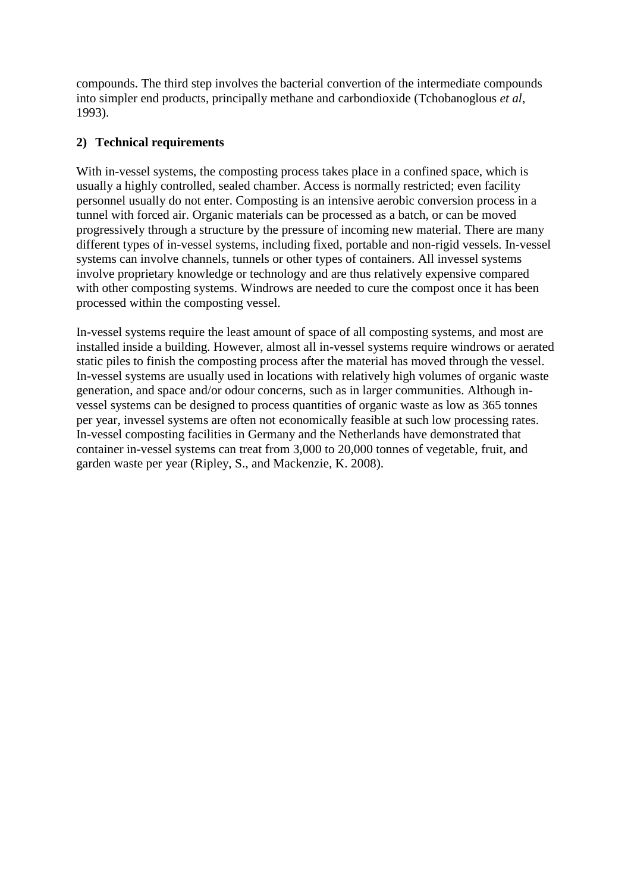compounds. The third step involves the bacterial convertion of the intermediate compounds into simpler end products, principally methane and carbondioxide (Tchobanoglous *et al*, 1993).

**2) Technical requirements**

With in-vessel systems, the composting process takes place in a confined space, which is usually a highly controlled, sealed chamber. Access is normally restricted; even facility personnel usually do not enter. Composting is an intensive aerobic conversion process in a tunnel with forced air. Organic materials can be processed as a batch, or can be moved progressively through a structure by the pressure of incoming new material. There are many different types of in-vessel systems, including fixed, portable and non-rigid vessels. In-vessel systems can involve channels, tunnels or other types of containers. All invessel systems involve proprietary knowledge or technology and are thus relatively expensive compared with other composting systems. Windrows are needed to cure the compost once it has been processed within the composting vessel.

In-vessel systems require the least amount of space of all composting systems, and most are installed inside a building. However, almost all in-vessel systems require windrows or aerated static piles to finish the composting process after the material has moved through the vessel. In-vessel systems are usually used in locations with relatively high volumes of organic waste generation, and space and/or odour concerns, such as in larger communities. Although in-vessel systems can be designed to process quantities of organic waste as low as 365 tonnes per year, invessel systems are often not economically feasible at such low processing rates. In-vessel composting facilities in Germany and the Netherlands have demonstrated that container in-vessel systems can treat from 3,000 to 20,000 tonnes of vegetable, fruit, and garden waste per year (Ripley, S., and Mackenzie, K. 2008).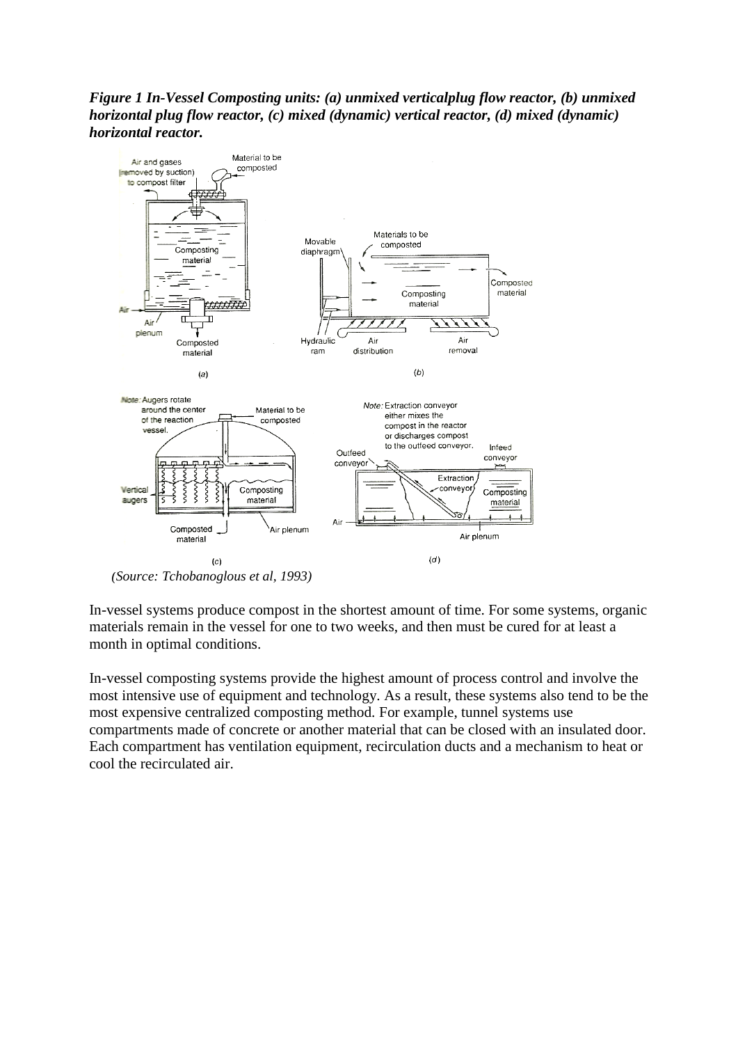***Figure 1 In-Vessel Composting units: (a) unmixed verticalplug flow reactor, (b) unmixed horizontal plug flow reactor, (c) mixed (dynamic) vertical reactor, (d) mixed (dynamic) horizontal reactor.***

*(Source: Tchobanoglous et al, 1993)*

In-vessel systems produce compost in the shortest amount of time. For some systems, organic materials remain in the vessel for one to two weeks, and then must be cured for at least a month in optimal conditions.

In-vessel composting systems provide the highest amount of process control and involve the most intensive use of equipment and technology. As a result, these systems also tend to be the most expensive centralized composting method. For example, tunnel systems use compartments made of concrete or another material that can be closed with an insulated door. Each compartment has ventilation equipment, recirculation ducts and a mechanism to heat or cool the recirculated air.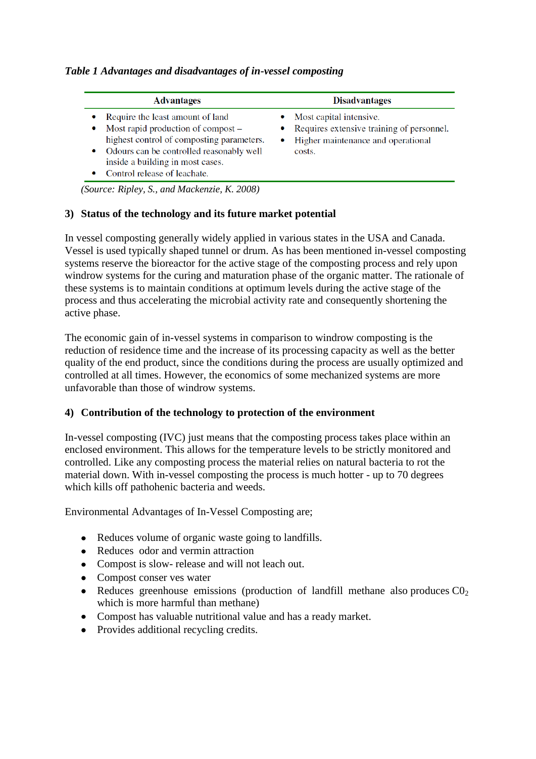*Table 1 Advantages and disadvantages of in-vessel composting*

| Advantages | Disadvantages |
|---|---|
| • Require the least amount of land<br>• Most rapid production of compost – highest control of composting parameters.<br>• Odours can be controlled reasonably well inside a building in most cases.<br>• Control release of leachate. | • Most capital intensive.<br>• Requires extensive training of personnel.<br>• Higher maintenance and operational costs. |

*(Source: Ripley, S., and Mackenzie, K. 2008)*

### 3) Status of the technology and its future market potential

In vessel composting generally widely applied in various states in the USA and Canada. Vessel is used typically shaped tunnel or drum. As has been mentioned in-vessel composting systems reserve the bioreactor for the active stage of the composting process and rely upon windrow systems for the curing and maturation phase of the organic matter. The rationale of these systems is to maintain conditions at optimum levels during the active stage of the process and thus accelerating the microbial activity rate and consequently shortening the active phase.

The economic gain of in-vessel systems in comparison to windrow composting is the reduction of residence time and the increase of its processing capacity as well as the better quality of the end product, since the conditions during the process are usually optimized and controlled at all times. However, the economics of some mechanized systems are more unfavorable than those of windrow systems.

### 4) Contribution of the technology to protection of the environment

In-vessel composting (IVC) just means that the composting process takes place within an enclosed environment. This allows for the temperature levels to be strictly monitored and controlled. Like any composting process the material relies on natural bacteria to rot the material down. With in-vessel composting the process is much hotter - up to 70 degrees which kills off pathohenic bacteria and weeds.

Environmental Advantages of In-Vessel Composting are;

- Reduces volume of organic waste going to landfills.
- Reduces odor and vermin attraction
- Compost is slow- release and will not leach out.
- Compost conser ves water
- Reduces greenhouse emissions (production of landfill methane also produces $C0_2$ which is more harmful than methane)
- Compost has valuable nutritional value and has a ready market.
- Provides additional recycling credits.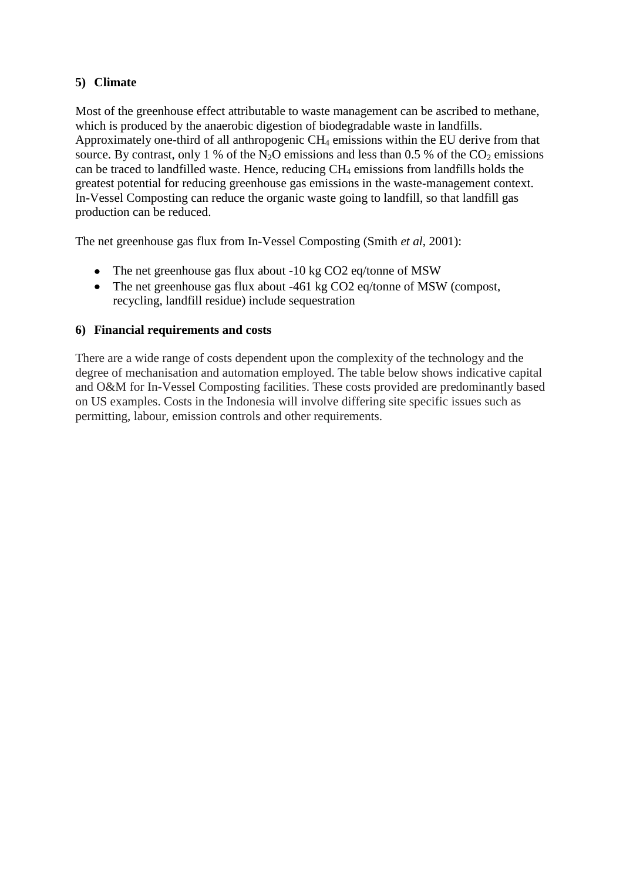**5) Climate**

Most of the greenhouse effect attributable to waste management can be ascribed to methane, which is produced by the anaerobic digestion of biodegradable waste in landfills. Approximately one-third of all anthropogenic $CH_4$ emissions within the EU derive from that source. By contrast, only 1 % of the $N_2O$ emissions and less than 0.5 % of the $CO_2$ emissions can be traced to landfilled waste. Hence, reducing $CH_4$ emissions from landfills holds the greatest potential for reducing greenhouse gas emissions in the waste-management context. In-Vessel Composting can reduce the organic waste going to landfill, so that landfill gas production can be reduced.

The net greenhouse gas flux from In-Vessel Composting (Smith *et al*, 2001):

- The net greenhouse gas flux about -10 kg CO2 eq/tonne of MSW
- The net greenhouse gas flux about -461 kg CO2 eq/tonne of MSW (compost, recycling, landfill residue) include sequestration

**6) Financial requirements and costs**

There are a wide range of costs dependent upon the complexity of the technology and the degree of mechanisation and automation employed. The table below shows indicative capital and O&M for In-Vessel Composting facilities. These costs provided are predominantly based on US examples. Costs in the Indonesia will involve differing site specific issues such as permitting, labour, emission controls and other requirements.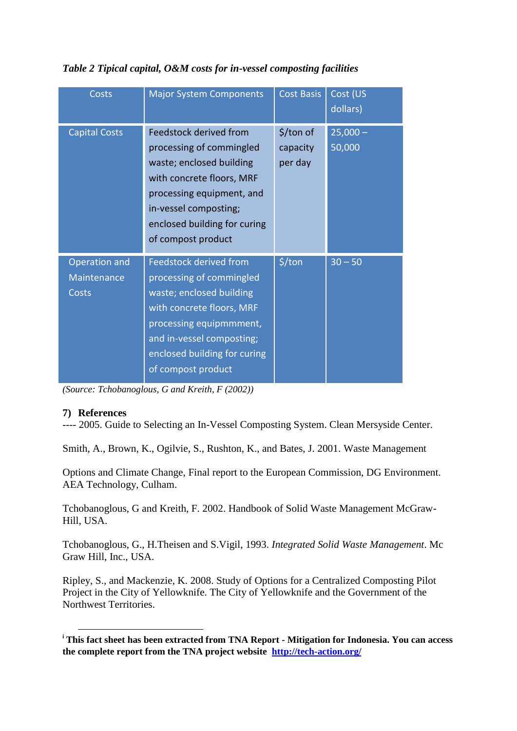*Table 2 Tipical capital, O&M costs for in-vessel composting facilities*

| Costs | Major System Components | Cost Basis | Cost (US dollars) |
|---|---|---|---|
| Capital Costs | Feedstock derived from processing of commingled waste; enclosed building with concrete floors, MRF processing equipment, and in-vessel composting; enclosed building for curing of compost product | $/ton of capacity per day | 25,000 – 50,000 |
| Operation and Maintenance Costs | Feedstock derived from processing of commingled waste; enclosed building with concrete floors, MRF processing equipmmment, and in-vessel composting; enclosed building for curing of compost product | $/ton | 30 – 50 |

*(Source: Tchobanoglous, G and Kreith, F (2002))*

## 7) References

---- 2005. Guide to Selecting an In-Vessel Composting System. Clean Mersyside Center.

Smith, A., Brown, K., Ogilvie, S., Rushton, K., and Bates, J. 2001. Waste Management

Options and Climate Change, Final report to the European Commission, DG Environment. AEA Technology, Culham.

Tchobanoglous, G and Kreith, F. 2002. Handbook of Solid Waste Management McGraw-Hill, USA.

Tchobanoglous, G., H.Theisen and S.Vigil, 1993. *Integrated Solid Waste Management*. Mc Graw Hill, Inc., USA.

Ripley, S., and Mackenzie, K. 2008. Study of Options for a Centralized Composting Pilot Project in the City of Yellowknife. The City of Yellowknife and the Government of the Northwest Territories.

---

[i] **This fact sheet has been extracted from TNA Report - Mitigation for Indonesia. You can access the complete report from the TNA project website http://tech-action.org/**